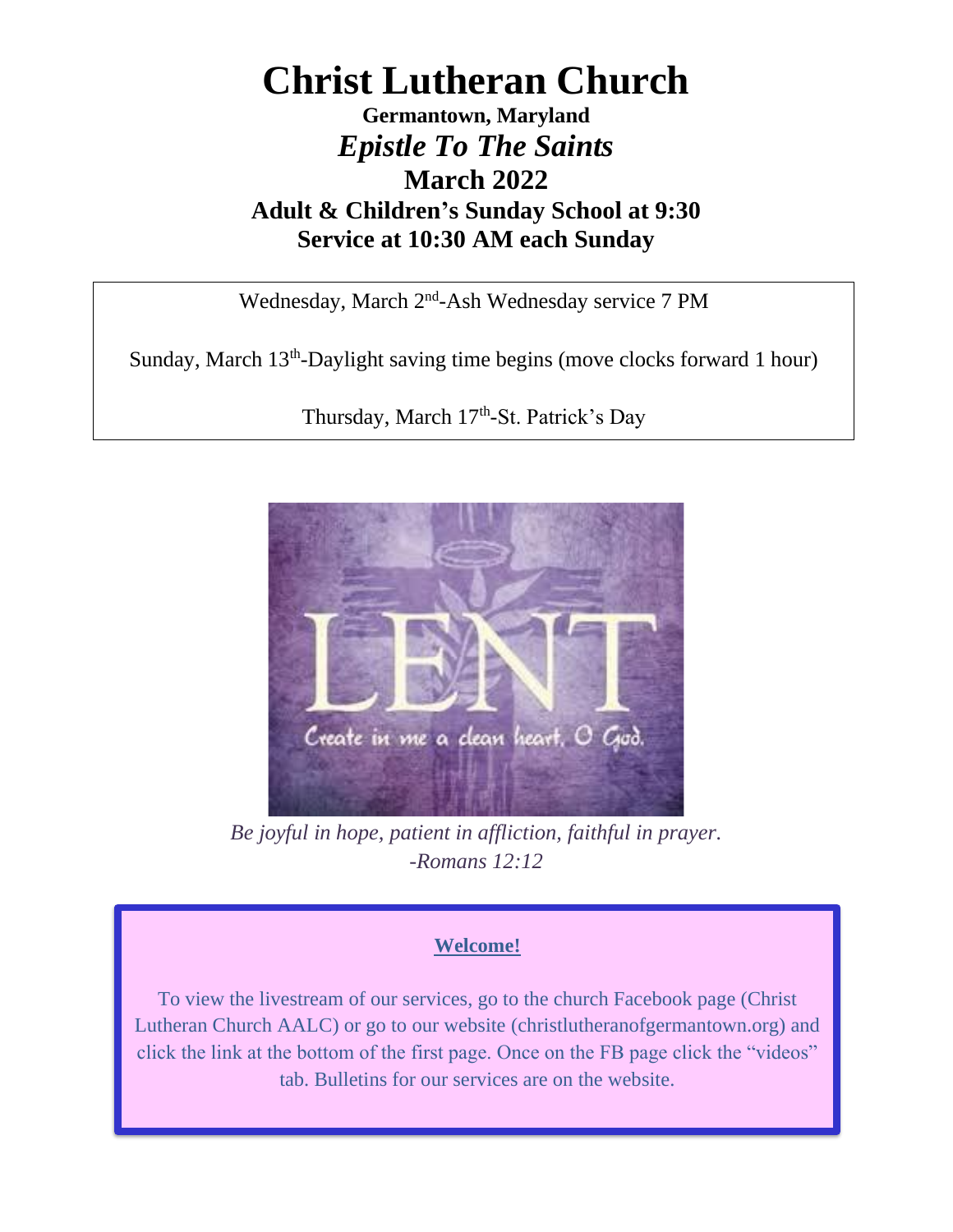# Christ Lutheran Church

**Germantown, Maryland**

*Epistle To The Saints*

## March 2022

**Adult & Children's Sunday School at 9:30**

**Service at 10:30 AM each Sunday**

Wednesday, March 2nd-Ash Wednesday service 7 PM

Sunday, March 13th-Daylight saving time begins (move clocks forward 1 hour)

Thursday, March 17th-St. Patrick's Day

LENT

Create in me a clean heart, O God.

*Be joyful in hope, patient in affliction, faithful in prayer.*
*-Romans 12:12*

**Welcome!**

To view the livestream of our services, go to the church Facebook page (Christ Lutheran Church AALC) or go to our website (christlutheranofgermantown.org) and click the link at the bottom of the first page. Once on the FB page click the "videos" tab. Bulletins for our services are on the website.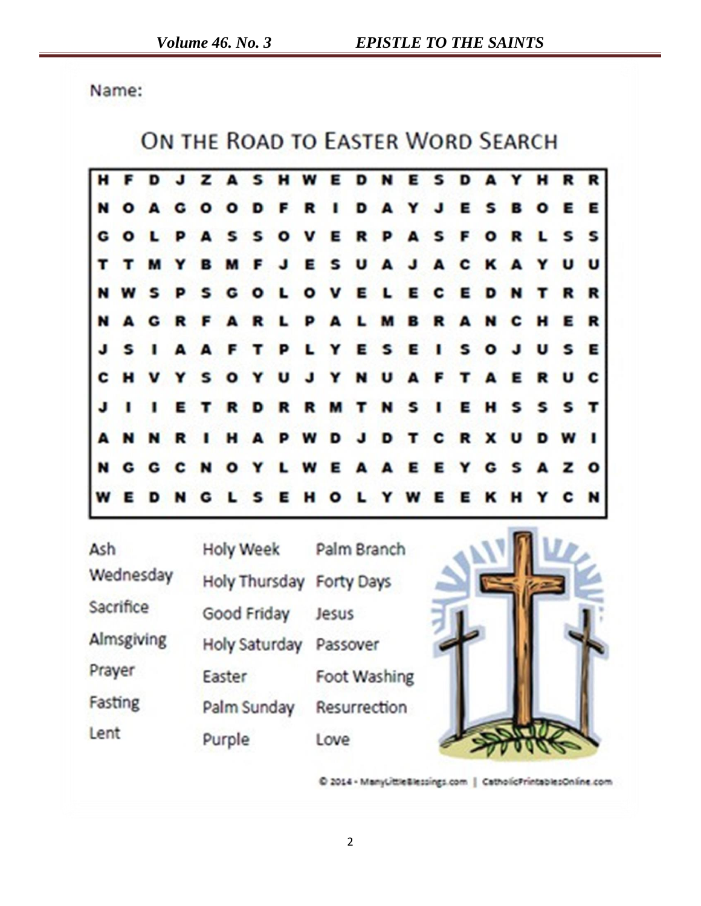Name:

## ON THE ROAD TO EASTER WORD SEARCH

| | | | | | | | | | | | | | | | | | | | |
|---|---|---|---|---|---|---|---|---|---|---|---|---|---|---|---|---|---|---|---|
| H | F | D | J | Z | A | S | H | W | E | D | N | E | S | D | A | Y | H | R | R |
| N | O | A | G | O | O | D | F | R | I | D | A | Y | J | E | S | B | O | E | E |
| G | O | L | P | A | S | S | O | V | E | R | P | A | S | F | O | R | L | S | S |
| T | T | M | Y | B | M | F | J | E | S | U | A | J | A | C | K | A | Y | U | U |
| N | W | S | P | S | G | O | L | O | V | E | L | E | C | E | D | N | T | R | R |
| N | A | G | R | F | A | R | L | P | A | L | M | B | R | A | N | C | H | E | R |
| J | S | I | A | A | F | T | P | L | Y | E | S | E | I | S | O | J | U | S | E |
| C | H | V | Y | S | O | Y | U | J | Y | N | U | A | F | T | A | E | R | U | C |
| J | I | I | E | T | R | D | R | R | M | T | N | S | I | E | H | S | S | S | T |
| A | N | N | R | I | H | A | P | W | D | J | D | T | C | R | X | U | D | W | I |
| N | G | G | C | N | O | Y | L | W | E | A | A | E | E | Y | G | S | A | Z | O |
| W | E | D | N | G | L | S | E | H | O | L | Y | W | E | E | K | H | Y | C | N |

| | | |
|---|---|---|
| Ash Wednesday | Holy Week | Palm Branch |
| Sacrifice | Holy Thursday | Forty Days |
| Almsgiving | Good Friday | Jesus |
| Prayer | Holy Saturday | Passover |
| Fasting | Easter | Foot Washing |
| Lent | Palm Sunday | Resurrection |
| | Purple | Love |

© 2014 - ManyLittleBlessings.com | CatholicPrintablesOnline.com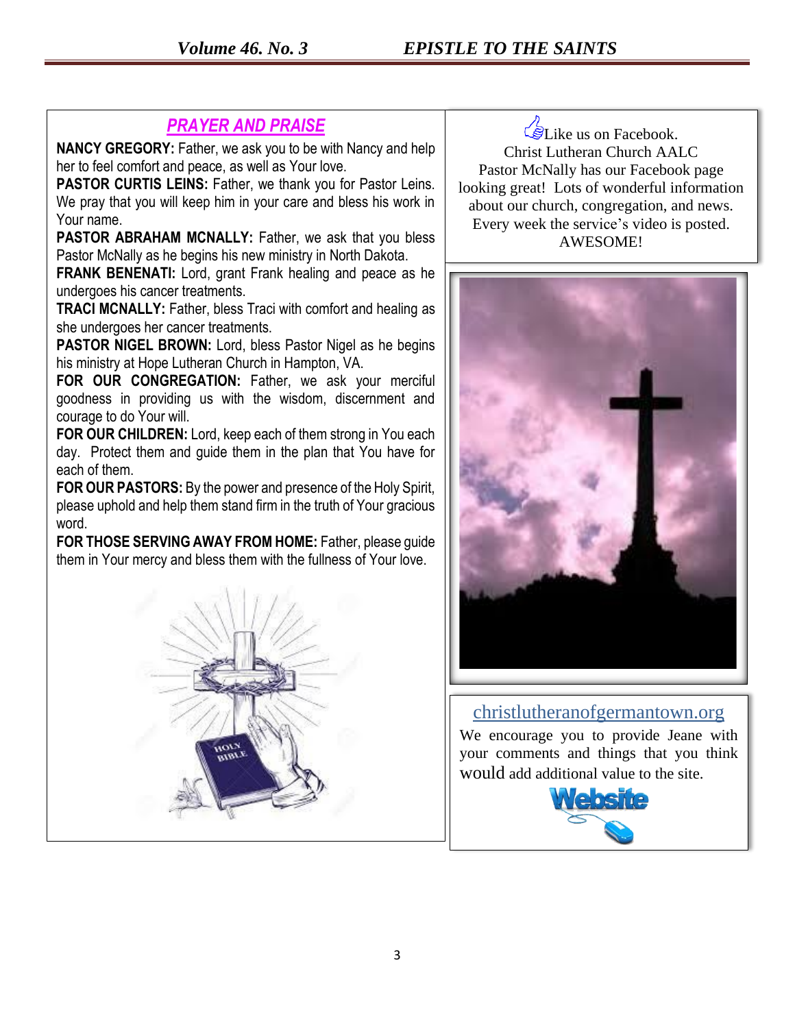## PRAYER AND PRAISE

**NANCY GREGORY:** Father, we ask you to be with Nancy and help her to feel comfort and peace, as well as Your love.

**PASTOR CURTIS LEINS:** Father, we thank you for Pastor Leins. We pray that you will keep him in your care and bless his work in Your name.

**PASTOR ABRAHAM MCNALLY:** Father, we ask that you bless Pastor McNally as he begins his new ministry in North Dakota.

**FRANK BENENATI:** Lord, grant Frank healing and peace as he undergoes his cancer treatments.

**TRACI MCNALLY:** Father, bless Traci with comfort and healing as she undergoes her cancer treatments.

**PASTOR NIGEL BROWN:** Lord, bless Pastor Nigel as he begins his ministry at Hope Lutheran Church in Hampton, VA.

**FOR OUR CONGREGATION:** Father, we ask your merciful goodness in providing us with the wisdom, discernment and courage to do Your will.

**FOR OUR CHILDREN:** Lord, keep each of them strong in You each day. Protect them and guide them in the plan that You have for each of them.

**FOR OUR PASTORS:** By the power and presence of the Holy Spirit, please uphold and help them stand firm in the truth of Your gracious word.

**FOR THOSE SERVING AWAY FROM HOME:** Father, please guide them in Your mercy and bless them with the fullness of Your love.

Like us on Facebook.
Christ Lutheran Church AALC
Pastor McNally has our Facebook page looking great! Lots of wonderful information about our church, congregation, and news. Every week the service's video is posted. AWESOME!

christlutheranofgermantown.org

We encourage you to provide Jeane with your comments and things that you think would add additional value to the site.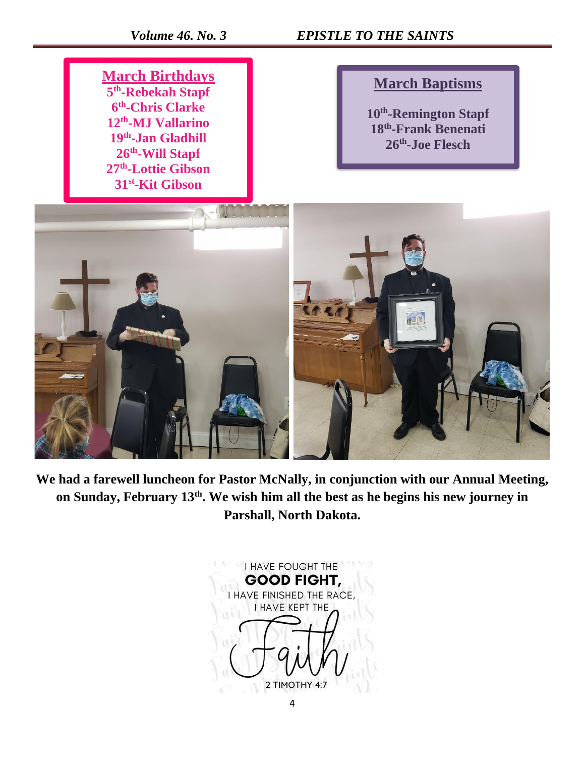## March Birthdays

5th-Rebekah Stapf
6th-Chris Clarke
12th-MJ Vallarino
19th-Jan Gladhill
26th-Will Stapf
27th-Lottie Gibson
31st-Kit Gibson

## March Baptisms

10th-Remington Stapf
18th-Frank Benenati
26th-Joe Flesch

**We had a farewell luncheon for Pastor McNally, in conjunction with our Annual Meeting, on Sunday, February 13th. We wish him all the best as he begins his new journey in Parshall, North Dakota.**

I HAVE FOUGHT THE **GOOD FIGHT,** I HAVE FINISHED THE RACE, I HAVE KEPT THE *Faith*

2 TIMOTHY 4:7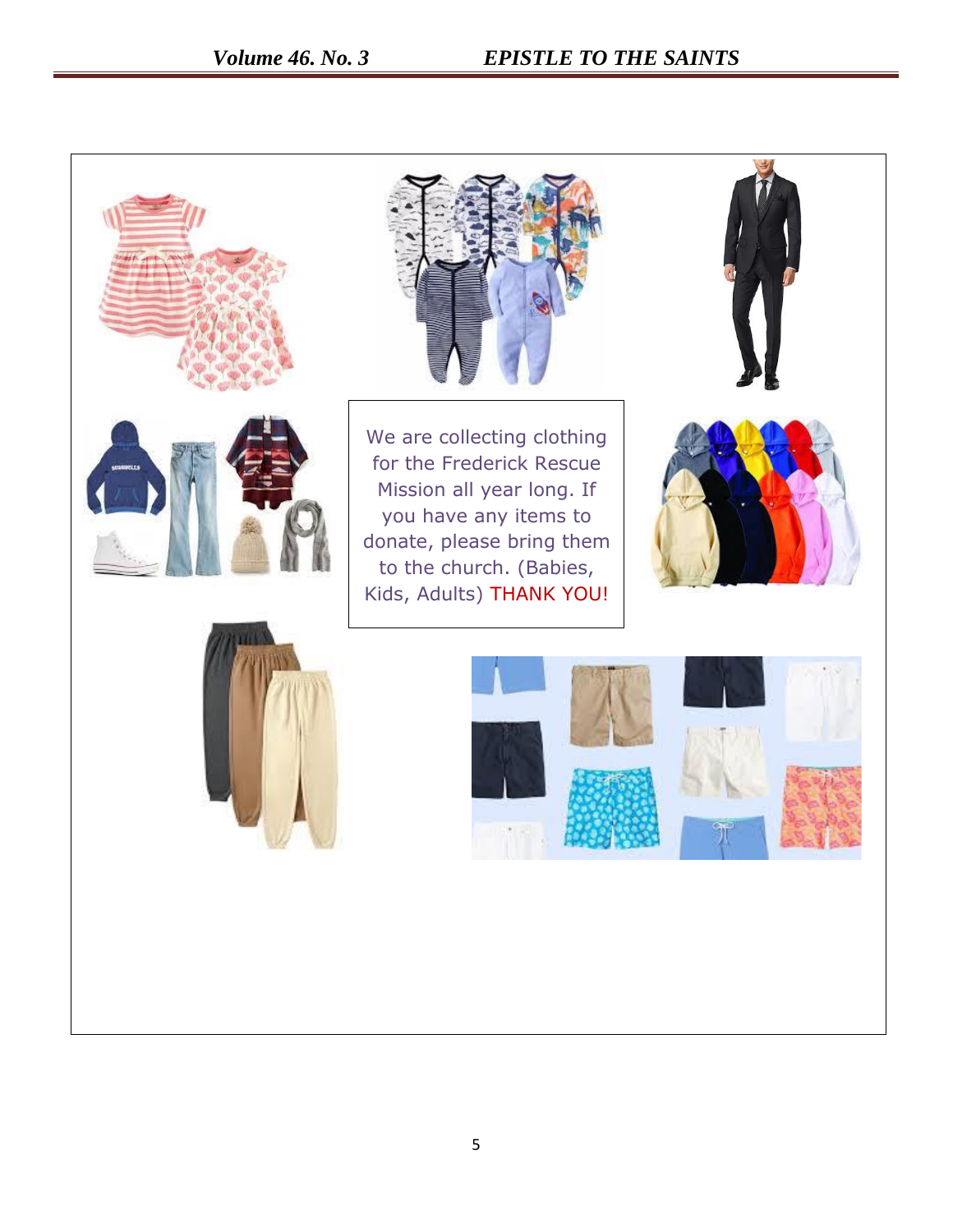We are collecting clothing for the Frederick Rescue Mission all year long. If you have any items to donate, please bring them to the church. (Babies, Kids, Adults) THANK YOU!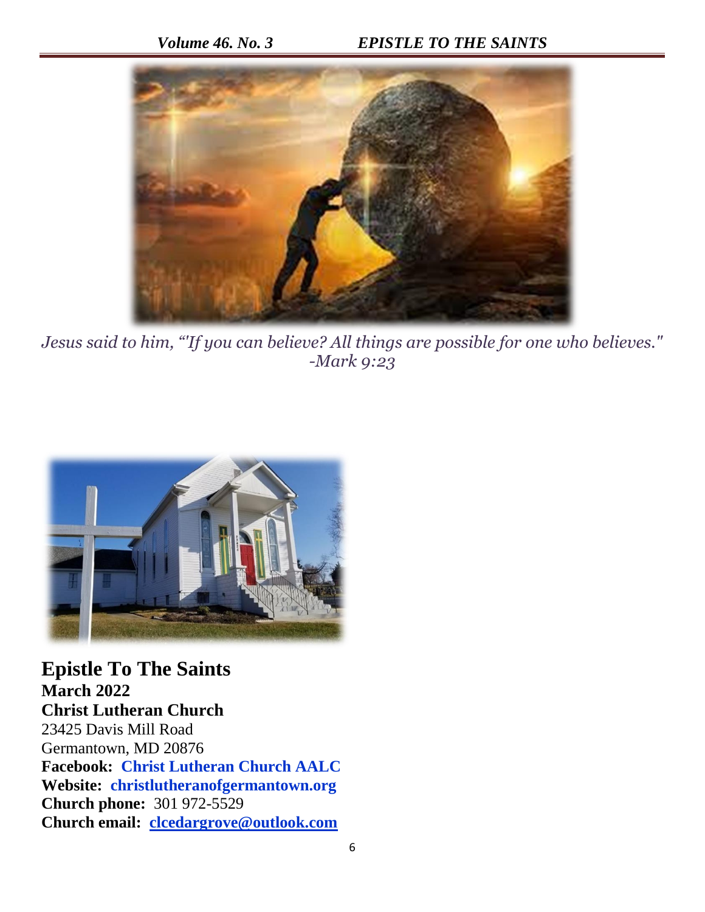*Jesus said to him, "'If you can believe? All things are possible for one who believes." -Mark 9:23*

# Epistle To The Saints

**March 2022**

**Christ Lutheran Church**

23425 Davis Mill Road

Germantown, MD 20876

**Facebook: Christ Lutheran Church AALC**

**Website: christlutheranofgermantown.org**

**Church phone:** 301 972-5529

**Church email: clcedargrove@outlook.com**